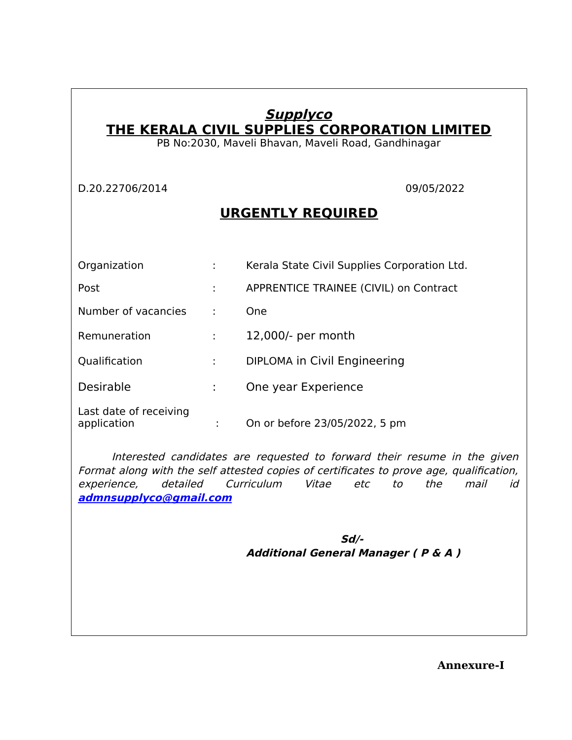# ***Supplyco***

## **THE KERALA CIVIL SUPPLIES CORPORATION LIMITED**

PB No:2030, Maveli Bhavan, Maveli Road, Gandhinagar

D.20.22706/2014 09/05/2022

## **URGENTLY REQUIRED**

| | | |
|---|---|---|
| Organization | : | Kerala State Civil Supplies Corporation Ltd. |
| Post | : | APPRENTICE TRAINEE (CIVIL) on Contract |
| Number of vacancies | : | One |
| Remuneration | : | 12,000/- per month |
| Qualification | : | DIPLOMA in Civil Engineering |
| Desirable | : | One year Experience |
| Last date of receiving application | : | On or before 23/05/2022, 5 pm |

*Interested candidates are requested to forward their resume in the given Format along with the self attested copies of certificates to prove age, qualification, experience, detailed Curriculum Vitae etc to the mail id* ***admnsupplyco@gmail.com***

***Sd/-***
***Additional General Manager ( P & A )***

**Annexure-I**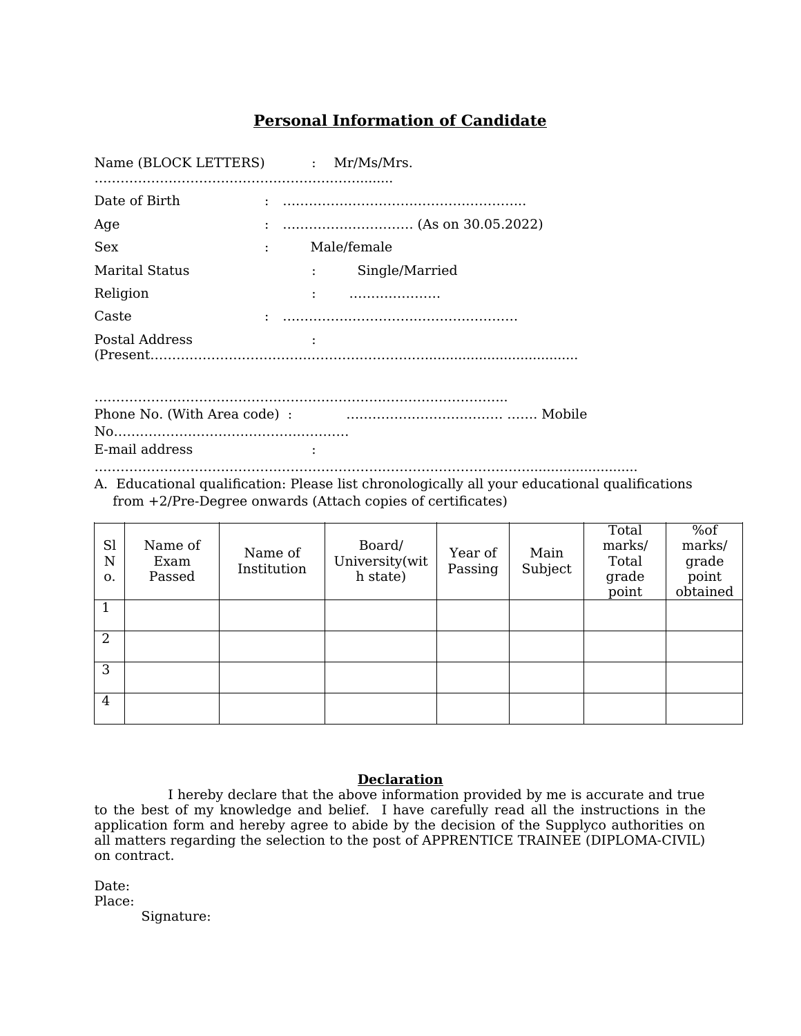# Personal Information of Candidate

Name (BLOCK LETTERS) : Mr/Ms/Mrs. ……………………………………………………………

Date of Birth : …………………………………………………

Age : ………………………… (As on 30.05.2022)

Sex : Male/female

Marital Status : Single/Married

Religion : …………………

Caste : …………………………………………………

Postal Address : (Present………………………………………………………………………………………

……………………………………………………………………………………

Phone No. (With Area code) : ……………………………… ……. Mobile No…………………………………………………

E-mail address : …………………………………………………………………………………………………………

A. Educational qualification: Please list chronologically all your educational qualifications from +2/Pre-Degree onwards (Attach copies of certificates)

| Sl No. | Name of Exam Passed | Name of Institution | Board/ University(with state) | Year of Passing | Main Subject | Total marks/ Total grade point | %of marks/ grade point obtained |
|---|---|---|---|---|---|---|---|
| 1 | | | | | | | |
| 2 | | | | | | | |
| 3 | | | | | | | |
| 4 | | | | | | | |

**Declaration**

I hereby declare that the above information provided by me is accurate and true to the best of my knowledge and belief. I have carefully read all the instructions in the application form and hereby agree to abide by the decision of the Supplyco authorities on all matters regarding the selection to the post of APPRENTICE TRAINEE (DIPLOMA-CIVIL) on contract.

Date:

Place:

Signature: